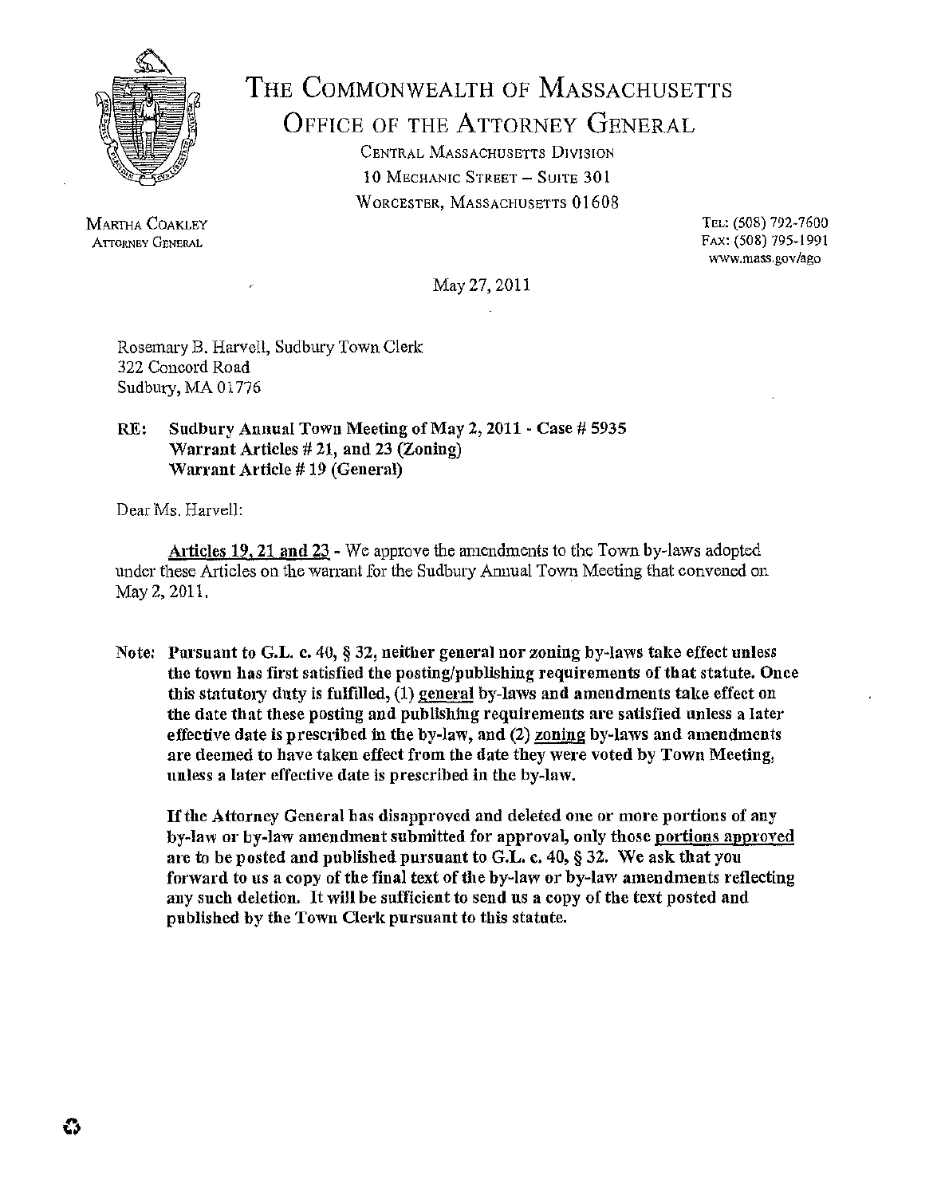# The Commonwealth of Massachusetts
## Office of the Attorney General

Central Massachusetts Division
10 Mechanic Street – Suite 301
Worcester, Massachusetts 01608

Martha Coakley
Attorney General

Tel: (508) 792-7600
Fax: (508) 795-1991
www.mass.gov/ago

May 27, 2011

Rosemary B. Harvell, Sudbury Town Clerk
322 Concord Road
Sudbury, MA 01776

**RE: Sudbury Annual Town Meeting of May 2, 2011 - Case # 5935**
**Warrant Articles # 21, and 23 (Zoning)**
**Warrant Article # 19 (General)**

Dear Ms. Harvell:

Articles 19, 21 and 23 - We approve the amendments to the Town by-laws adopted under these Articles on the warrant for the Sudbury Annual Town Meeting that convened on May 2, 2011.

Note: **Pursuant to G.L. c. 40, § 32, neither general nor zoning by-laws take effect unless the town has first satisfied the posting/publishing requirements of that statute. Once this statutory duty is fulfilled, (1) general by-laws and amendments take effect on the date that these posting and publishing requirements are satisfied unless a later effective date is prescribed in the by-law, and (2) zoning by-laws and amendments are deemed to have taken effect from the date they were voted by Town Meeting, unless a later effective date is prescribed in the by-law.**

**If the Attorney General has disapproved and deleted one or more portions of any by-law or by-law amendment submitted for approval, only those portions approved are to be posted and published pursuant to G.L. c. 40, § 32. We ask that you forward to us a copy of the final text of the by-law or by-law amendments reflecting any such deletion. It will be sufficient to send us a copy of the text posted and published by the Town Clerk pursuant to this statute.**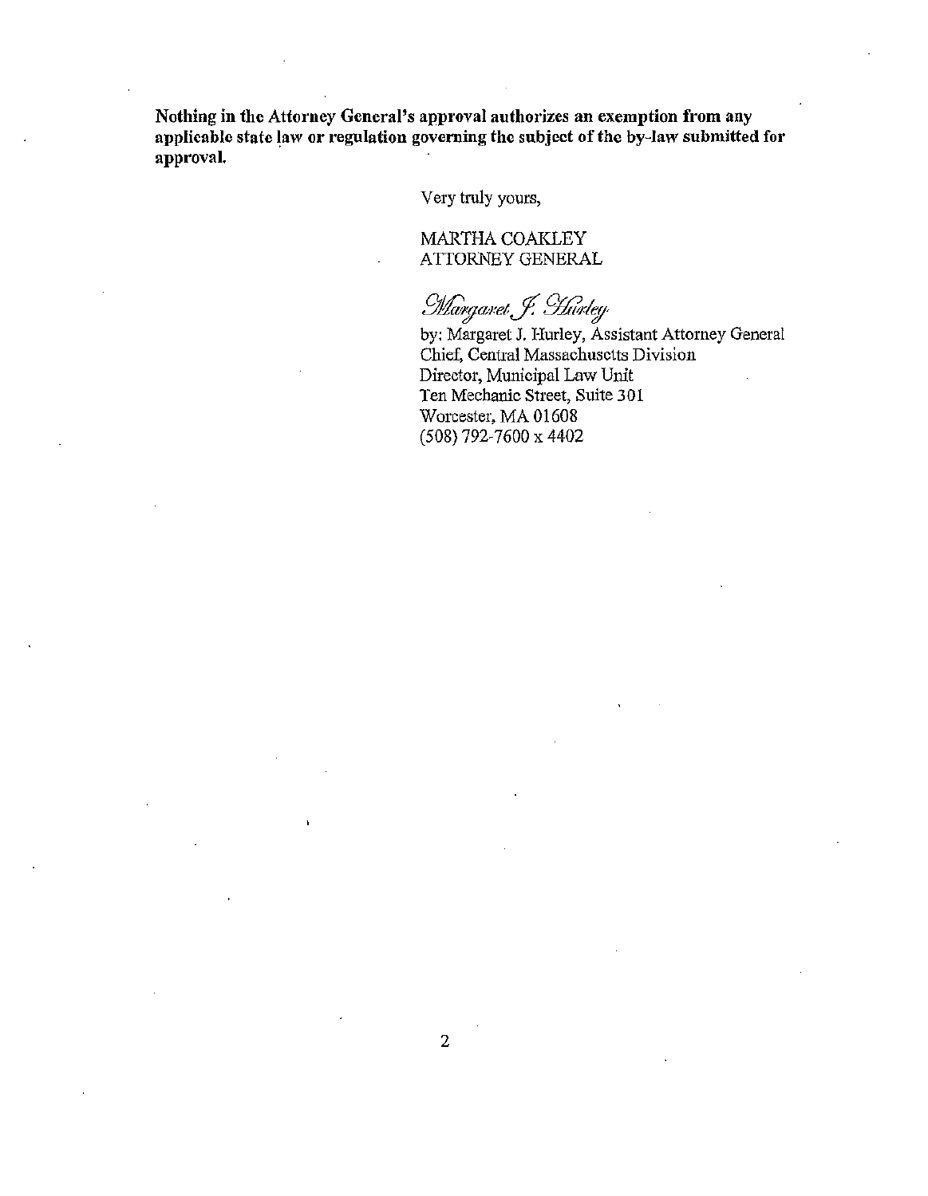**Nothing in the Attorney General's approval authorizes an exemption from any applicable state law or regulation governing the subject of the by-law submitted for approval.**

Very truly yours,

MARTHA COAKLEY
ATTORNEY GENERAL

*Margaret J. Hurley*

by: Margaret J. Hurley, Assistant Attorney General
Chief, Central Massachusetts Division
Director, Municipal Law Unit
Ten Mechanic Street, Suite 301
Worcester, MA 01608
(508) 792-7600 x 4402